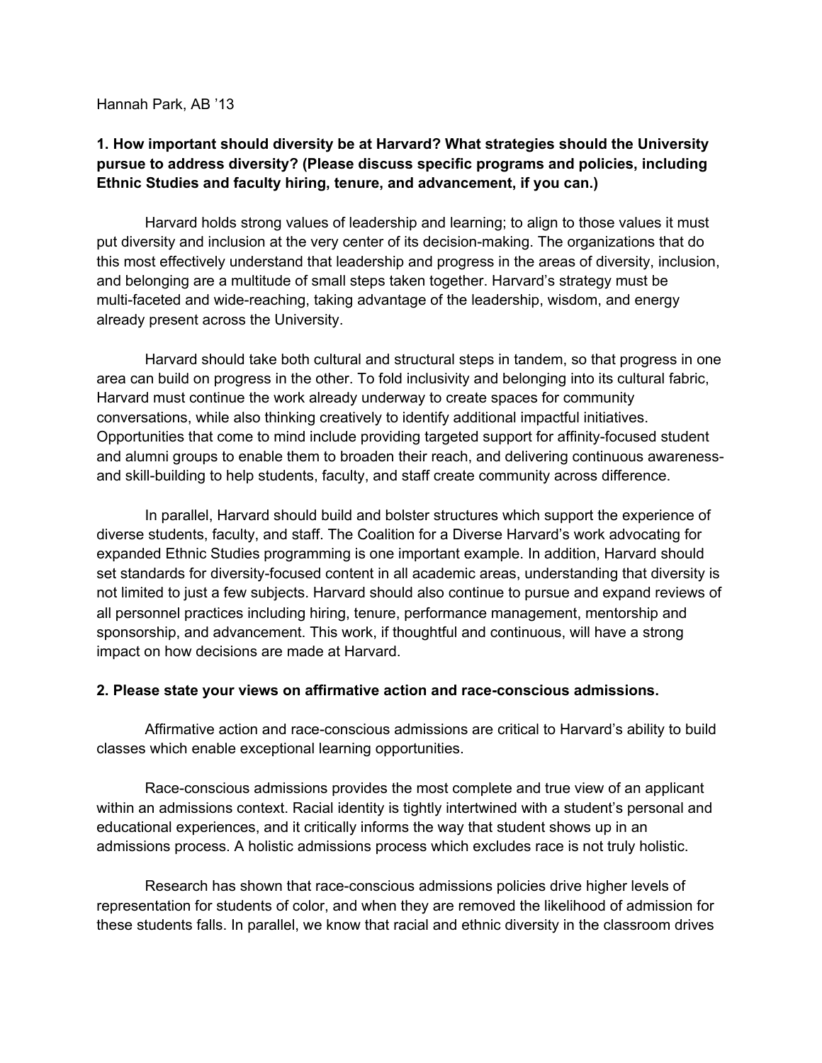Hannah Park, AB ’13

**1. How important should diversity be at Harvard? What strategies should the University pursue to address diversity? (Please discuss specific programs and policies, including Ethnic Studies and faculty hiring, tenure, and advancement, if you can.)**

Harvard holds strong values of leadership and learning; to align to those values it must put diversity and inclusion at the very center of its decision-making. The organizations that do this most effectively understand that leadership and progress in the areas of diversity, inclusion, and belonging are a multitude of small steps taken together. Harvard’s strategy must be multi-faceted and wide-reaching, taking advantage of the leadership, wisdom, and energy already present across the University.

Harvard should take both cultural and structural steps in tandem, so that progress in one area can build on progress in the other. To fold inclusivity and belonging into its cultural fabric, Harvard must continue the work already underway to create spaces for community conversations, while also thinking creatively to identify additional impactful initiatives. Opportunities that come to mind include providing targeted support for affinity-focused student and alumni groups to enable them to broaden their reach, and delivering continuous awareness- and skill-building to help students, faculty, and staff create community across difference.

In parallel, Harvard should build and bolster structures which support the experience of diverse students, faculty, and staff. The Coalition for a Diverse Harvard’s work advocating for expanded Ethnic Studies programming is one important example. In addition, Harvard should set standards for diversity-focused content in all academic areas, understanding that diversity is not limited to just a few subjects. Harvard should also continue to pursue and expand reviews of all personnel practices including hiring, tenure, performance management, mentorship and sponsorship, and advancement. This work, if thoughtful and continuous, will have a strong impact on how decisions are made at Harvard.

**2. Please state your views on affirmative action and race-conscious admissions.**

Affirmative action and race-conscious admissions are critical to Harvard’s ability to build classes which enable exceptional learning opportunities.

Race-conscious admissions provides the most complete and true view of an applicant within an admissions context. Racial identity is tightly intertwined with a student’s personal and educational experiences, and it critically informs the way that student shows up in an admissions process. A holistic admissions process which excludes race is not truly holistic.

Research has shown that race-conscious admissions policies drive higher levels of representation for students of color, and when they are removed the likelihood of admission for these students falls. In parallel, we know that racial and ethnic diversity in the classroom drives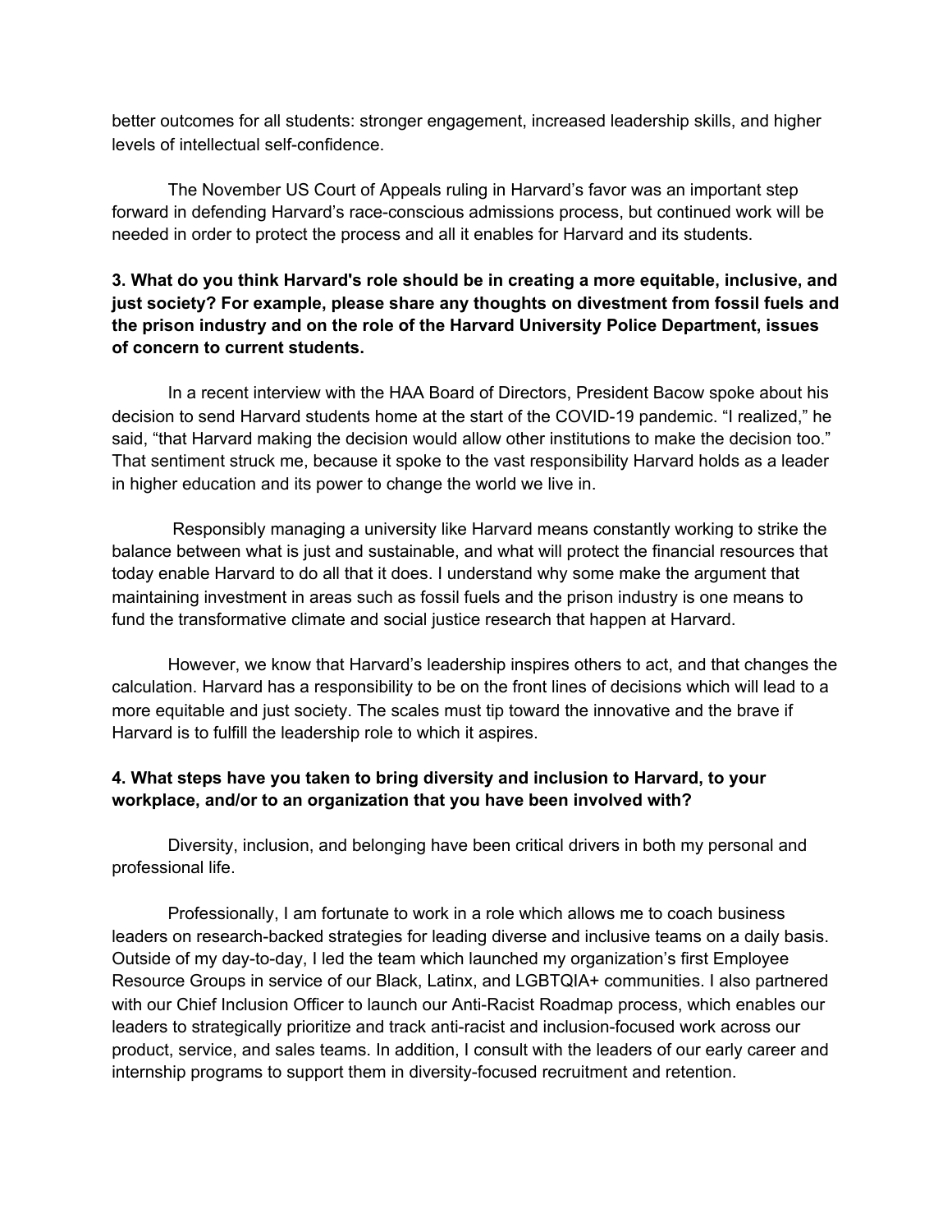better outcomes for all students: stronger engagement, increased leadership skills, and higher levels of intellectual self-confidence.

The November US Court of Appeals ruling in Harvard's favor was an important step forward in defending Harvard's race-conscious admissions process, but continued work will be needed in order to protect the process and all it enables for Harvard and its students.

**3. What do you think Harvard's role should be in creating a more equitable, inclusive, and just society? For example, please share any thoughts on divestment from fossil fuels and the prison industry and on the role of the Harvard University Police Department, issues of concern to current students.**

In a recent interview with the HAA Board of Directors, President Bacow spoke about his decision to send Harvard students home at the start of the COVID-19 pandemic. "I realized," he said, "that Harvard making the decision would allow other institutions to make the decision too." That sentiment struck me, because it spoke to the vast responsibility Harvard holds as a leader in higher education and its power to change the world we live in.

Responsibly managing a university like Harvard means constantly working to strike the balance between what is just and sustainable, and what will protect the financial resources that today enable Harvard to do all that it does. I understand why some make the argument that maintaining investment in areas such as fossil fuels and the prison industry is one means to fund the transformative climate and social justice research that happen at Harvard.

However, we know that Harvard's leadership inspires others to act, and that changes the calculation. Harvard has a responsibility to be on the front lines of decisions which will lead to a more equitable and just society. The scales must tip toward the innovative and the brave if Harvard is to fulfill the leadership role to which it aspires.

**4. What steps have you taken to bring diversity and inclusion to Harvard, to your workplace, and/or to an organization that you have been involved with?**

Diversity, inclusion, and belonging have been critical drivers in both my personal and professional life.

Professionally, I am fortunate to work in a role which allows me to coach business leaders on research-backed strategies for leading diverse and inclusive teams on a daily basis. Outside of my day-to-day, I led the team which launched my organization's first Employee Resource Groups in service of our Black, Latinx, and LGBTQIA+ communities. I also partnered with our Chief Inclusion Officer to launch our Anti-Racist Roadmap process, which enables our leaders to strategically prioritize and track anti-racist and inclusion-focused work across our product, service, and sales teams. In addition, I consult with the leaders of our early career and internship programs to support them in diversity-focused recruitment and retention.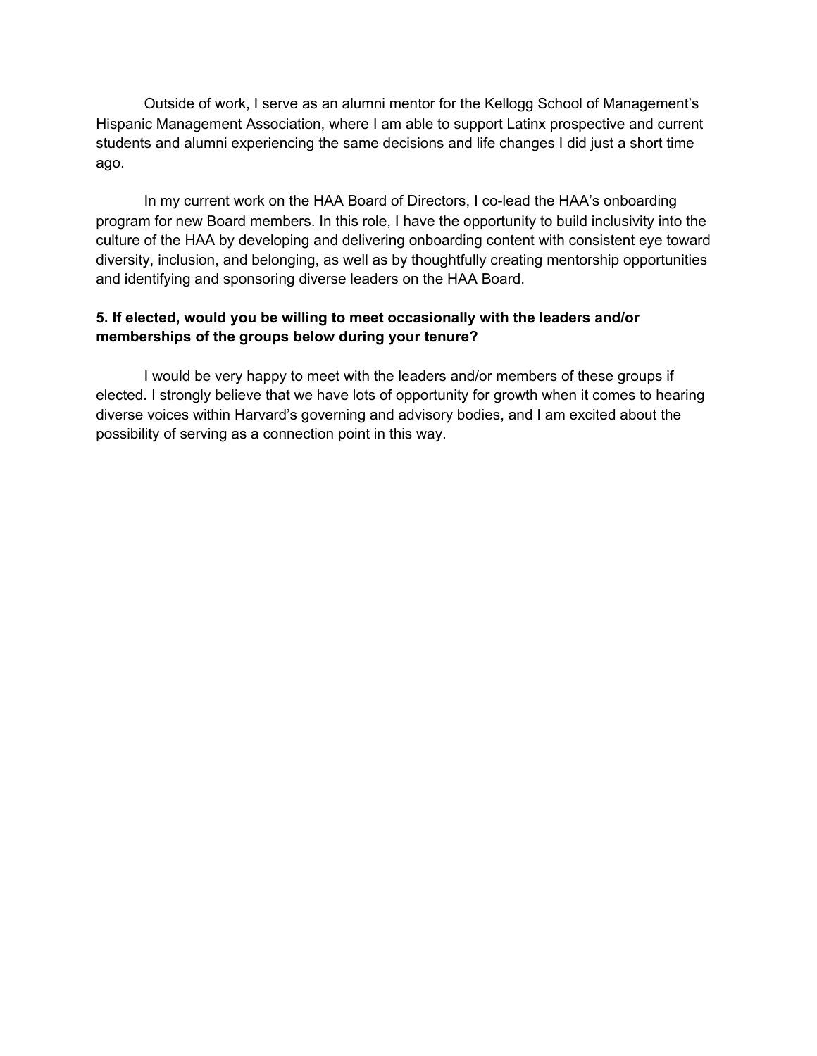Outside of work, I serve as an alumni mentor for the Kellogg School of Management's Hispanic Management Association, where I am able to support Latinx prospective and current students and alumni experiencing the same decisions and life changes I did just a short time ago.

In my current work on the HAA Board of Directors, I co-lead the HAA's onboarding program for new Board members. In this role, I have the opportunity to build inclusivity into the culture of the HAA by developing and delivering onboarding content with consistent eye toward diversity, inclusion, and belonging, as well as by thoughtfully creating mentorship opportunities and identifying and sponsoring diverse leaders on the HAA Board.

**5. If elected, would you be willing to meet occasionally with the leaders and/or memberships of the groups below during your tenure?**

I would be very happy to meet with the leaders and/or members of these groups if elected. I strongly believe that we have lots of opportunity for growth when it comes to hearing diverse voices within Harvard's governing and advisory bodies, and I am excited about the possibility of serving as a connection point in this way.